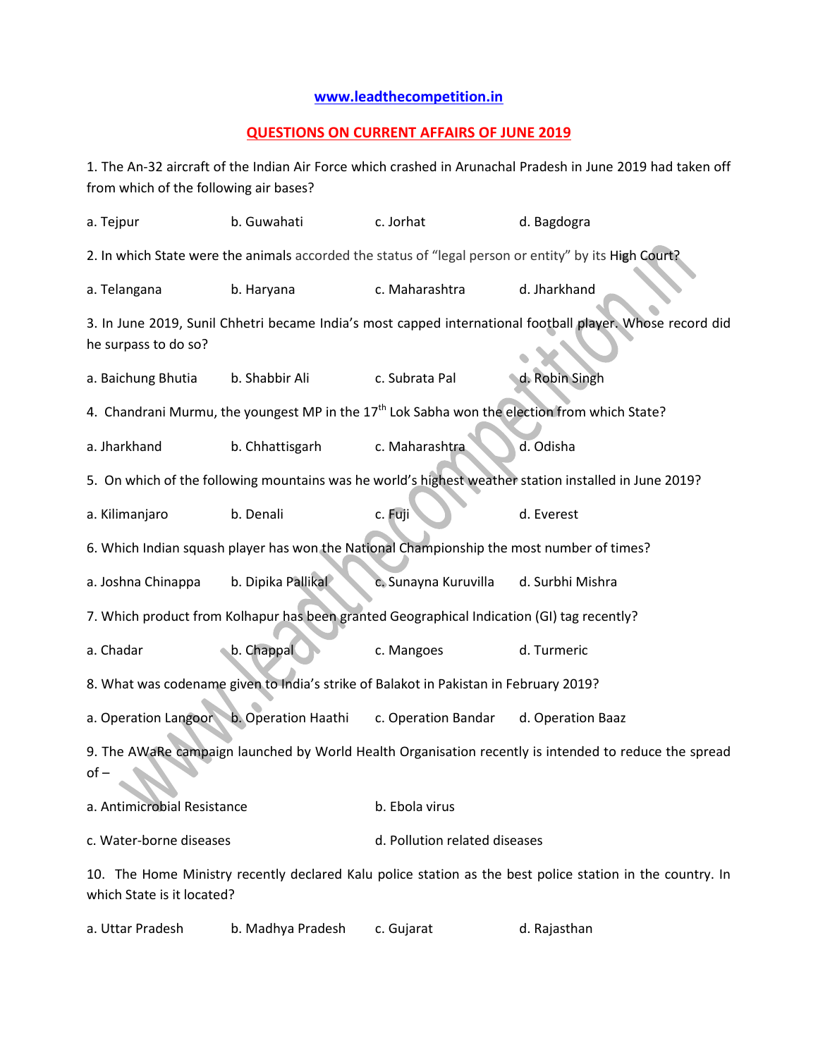**www.leadthecompetition.in**

**QUESTIONS ON CURRENT AFFAIRS OF JUNE 2019**

1. The An-32 aircraft of the Indian Air Force which crashed in Arunachal Pradesh in June 2019 had taken off from which of the following air bases?

a. Tejpur b. Guwahati c. Jorhat d. Bagdogra

2. In which State were the animals accorded the status of "legal person or entity" by its High Court?

a. Telangana b. Haryana c. Maharashtra d. Jharkhand

3. In June 2019, Sunil Chhetri became India's most capped international football player. Whose record did he surpass to do so?

a. Baichung Bhutia b. Shabbir Ali c. Subrata Pal d. Robin Singh

4. Chandrani Murmu, the youngest MP in the 17th Lok Sabha won the election from which State?

a. Jharkhand b. Chhattisgarh c. Maharashtra d. Odisha

5. On which of the following mountains was he world's highest weather station installed in June 2019?

a. Kilimanjaro b. Denali c. Fuji d. Everest

6. Which Indian squash player has won the National Championship the most number of times?

a. Joshna Chinappa b. Dipika Pallikal c. Sunayna Kuruvilla d. Surbhi Mishra

7. Which product from Kolhapur has been granted Geographical Indication (GI) tag recently?

a. Chadar b. Chappal c. Mangoes d. Turmeric

8. What was codename given to India's strike of Balakot in Pakistan in February 2019?

a. Operation Langoor b. Operation Haathi c. Operation Bandar d. Operation Baaz

9. The AWaRe campaign launched by World Health Organisation recently is intended to reduce the spread of –

a. Antimicrobial Resistance b. Ebola virus

c. Water-borne diseases d. Pollution related diseases

10. The Home Ministry recently declared Kalu police station as the best police station in the country. In which State is it located?

a. Uttar Pradesh b. Madhya Pradesh c. Gujarat d. Rajasthan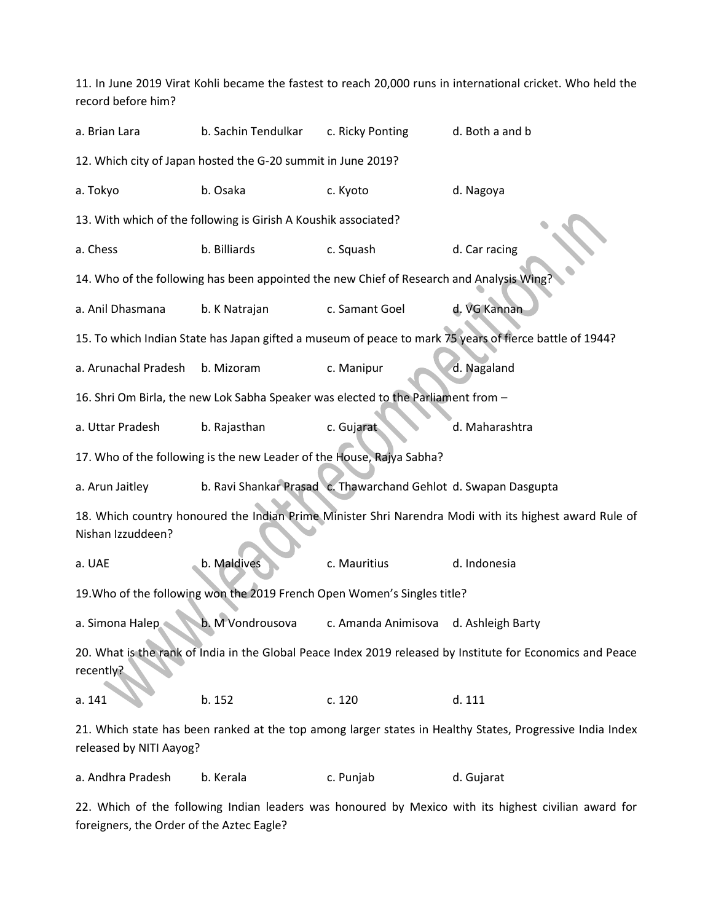11. In June 2019 Virat Kohli became the fastest to reach 20,000 runs in international cricket. Who held the record before him?

a. Brian Lara  b. Sachin Tendulkar  c. Ricky Ponting  d. Both a and b

12. Which city of Japan hosted the G-20 summit in June 2019?

a. Tokyo  b. Osaka  c. Kyoto  d. Nagoya

13. With which of the following is Girish A Koushik associated?

a. Chess  b. Billiards  c. Squash  d. Car racing

14. Who of the following has been appointed the new Chief of Research and Analysis Wing?

a. Anil Dhasmana  b. K Natrajan  c. Samant Goel  d. VG Kannan

15. To which Indian State has Japan gifted a museum of peace to mark 75 years of fierce battle of 1944?

a. Arunachal Pradesh  b. Mizoram  c. Manipur  d. Nagaland

16. Shri Om Birla, the new Lok Sabha Speaker was elected to the Parliament from –

a. Uttar Pradesh  b. Rajasthan  c. Gujarat  d. Maharashtra

17. Who of the following is the new Leader of the House, Rajya Sabha?

a. Arun Jaitley  b. Ravi Shankar Prasad  c. Thawarchand Gehlot  d. Swapan Dasgupta

18. Which country honoured the Indian Prime Minister Shri Narendra Modi with its highest award Rule of Nishan Izzuddeen?

a. UAE  b. Maldives  c. Mauritius  d. Indonesia

19. Who of the following won the 2019 French Open Women's Singles title?

a. Simona Halep  b. M Vondrousova  c. Amanda Animisova  d. Ashleigh Barty

20. What is the rank of India in the Global Peace Index 2019 released by Institute for Economics and Peace recently?

a. 141  b. 152  c. 120  d. 111

21. Which state has been ranked at the top among larger states in Healthy States, Progressive India Index released by NITI Aayog?

a. Andhra Pradesh  b. Kerala  c. Punjab  d. Gujarat

22. Which of the following Indian leaders was honoured by Mexico with its highest civilian award for foreigners, the Order of the Aztec Eagle?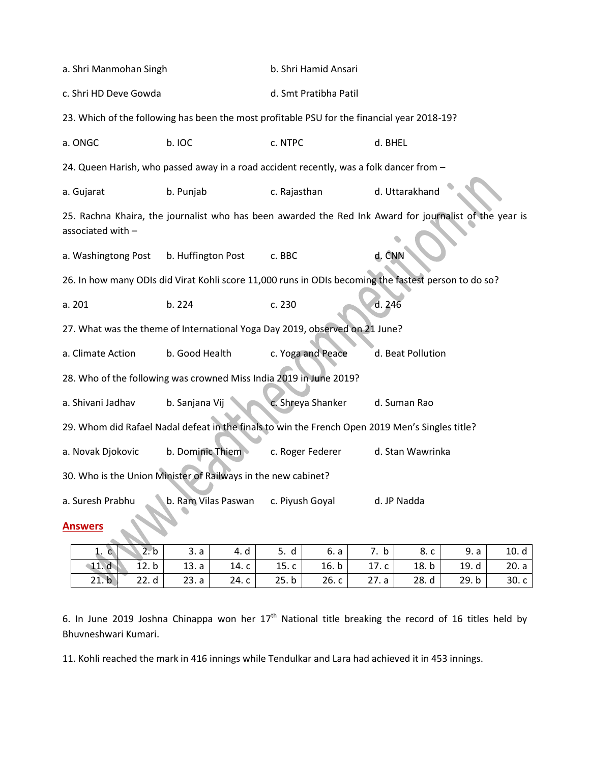a. Shri Manmohan Singh b. Shri Hamid Ansari

c. Shri HD Deve Gowda d. Smt Pratibha Patil

23. Which of the following has been the most profitable PSU for the financial year 2018-19?

a. ONGC b. IOC c. NTPC d. BHEL

24. Queen Harish, who passed away in a road accident recently, was a folk dancer from –

a. Gujarat b. Punjab c. Rajasthan d. Uttarakhand

25. Rachna Khaira, the journalist who has been awarded the Red Ink Award for journalist of the year is associated with –

a. Washingtong Post b. Huffington Post c. BBC d. CNN

26. In how many ODIs did Virat Kohli score 11,000 runs in ODIs becoming the fastest person to do so?

a. 201 b. 224 c. 230 d. 246

27. What was the theme of International Yoga Day 2019, observed on 21 June?

a. Climate Action b. Good Health c. Yoga and Peace d. Beat Pollution

28. Who of the following was crowned Miss India 2019 in June 2019?

a. Shivani Jadhav b. Sanjana Vij c. Shreya Shanker d. Suman Rao

29. Whom did Rafael Nadal defeat in the finals to win the French Open 2019 Men's Singles title?

a. Novak Djokovic b. Dominic Thiem c. Roger Federer d. Stan Wawrinka

30. Who is the Union Minister of Railways in the new cabinet?

a. Suresh Prabhu b. Ram Vilas Paswan c. Piyush Goyal d. JP Nadda

## Answers

| | | | | | | | | | |
|---|---|---|---|---|---|---|---|---|---|
| 1. c | 2. b | 3. a | 4. d | 5. d | 6. a | 7. b | 8. c | 9. a | 10. d |
| 11. d | 12. b | 13. a | 14. c | 15. c | 16. b | 17. c | 18. b | 19. d | 20. a |
| 21. b | 22. d | 23. a | 24. c | 25. b | 26. c | 27. a | 28. d | 29. b | 30. c |

6. In June 2019 Joshna Chinappa won her 17th National title breaking the record of 16 titles held by Bhuvneshwari Kumari.

11. Kohli reached the mark in 416 innings while Tendulkar and Lara had achieved it in 453 innings.